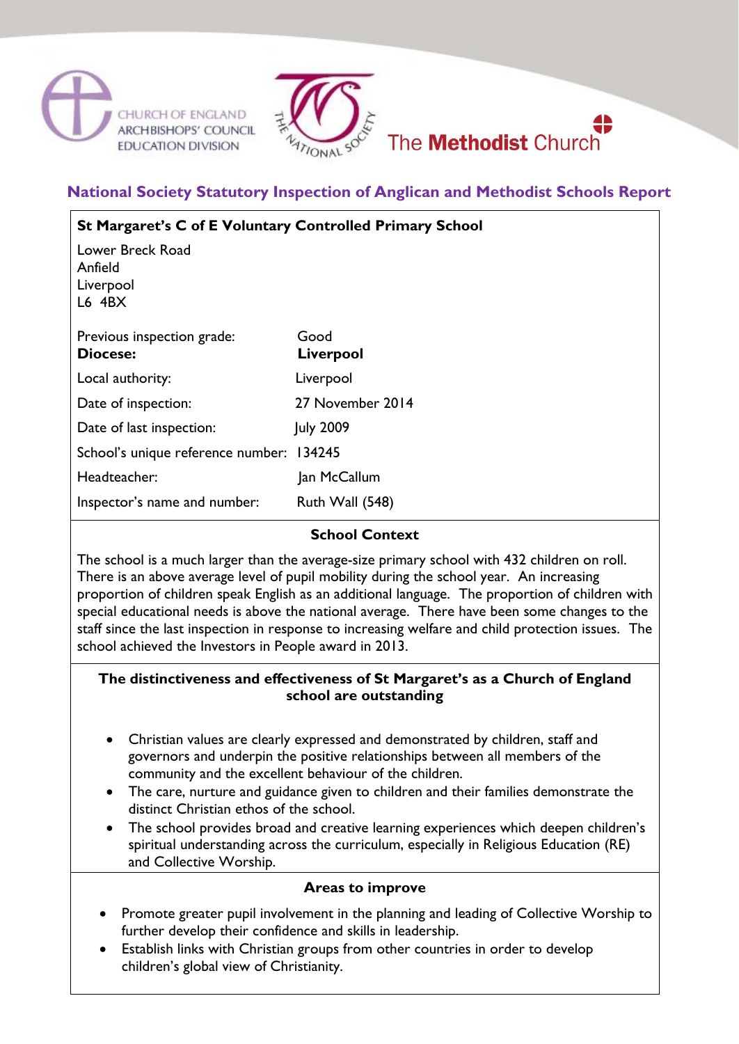CHURCH OF ENGLAND
ARCHBISHOPS' COUNCIL
EDUCATION DIVISION

THE NATIONAL SOCIETY

The **Methodist** Church

## National Society Statutory Inspection of Anglican and Methodist Schools Report

**St Margaret's C of E Voluntary Controlled Primary School**

Lower Breck Road
Anfield
Liverpool
L6 4BX

| | |
|---|---|
| Previous inspection grade: | Good |
| **Diocese:** | **Liverpool** |
| Local authority: | Liverpool |
| Date of inspection: | 27 November 2014 |
| Date of last inspection: | July 2009 |
| School's unique reference number: | 134245 |
| Headteacher: | Jan McCallum |
| Inspector's name and number: | Ruth Wall (548) |

### School Context

The school is a much larger than the average-size primary school with 432 children on roll. There is an above average level of pupil mobility during the school year. An increasing proportion of children speak English as an additional language. The proportion of children with special educational needs is above the national average. There have been some changes to the staff since the last inspection in response to increasing welfare and child protection issues. The school achieved the Investors in People award in 2013.

### The distinctiveness and effectiveness of St Margaret's as a Church of England school are outstanding

- Christian values are clearly expressed and demonstrated by children, staff and governors and underpin the positive relationships between all members of the community and the excellent behaviour of the children.
- The care, nurture and guidance given to children and their families demonstrate the distinct Christian ethos of the school.
- The school provides broad and creative learning experiences which deepen children's spiritual understanding across the curriculum, especially in Religious Education (RE) and Collective Worship.

### Areas to improve

- Promote greater pupil involvement in the planning and leading of Collective Worship to further develop their confidence and skills in leadership.
- Establish links with Christian groups from other countries in order to develop children's global view of Christianity.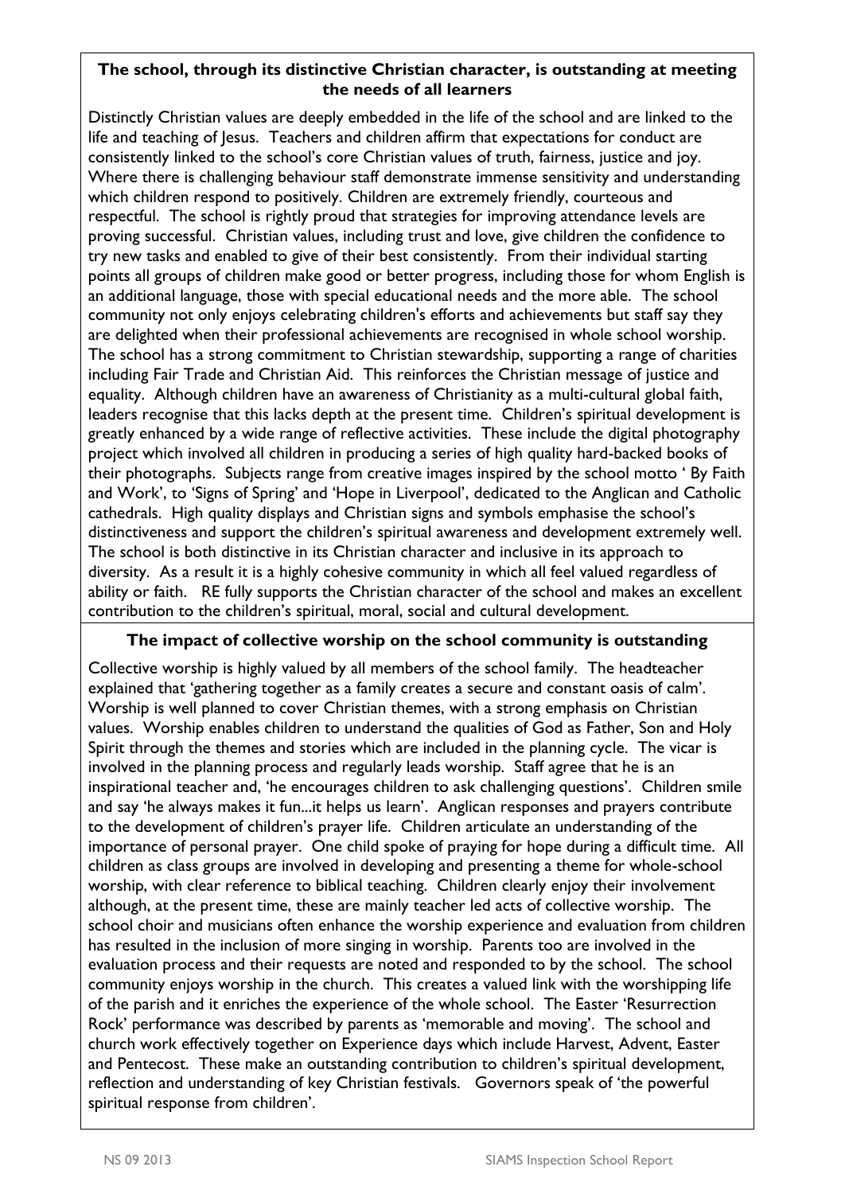### The school, through its distinctive Christian character, is outstanding at meeting the needs of all learners

Distinctly Christian values are deeply embedded in the life of the school and are linked to the life and teaching of Jesus. Teachers and children affirm that expectations for conduct are consistently linked to the school's core Christian values of truth, fairness, justice and joy. Where there is challenging behaviour staff demonstrate immense sensitivity and understanding which children respond to positively. Children are extremely friendly, courteous and respectful. The school is rightly proud that strategies for improving attendance levels are proving successful. Christian values, including trust and love, give children the confidence to try new tasks and enabled to give of their best consistently. From their individual starting points all groups of children make good or better progress, including those for whom English is an additional language, those with special educational needs and the more able. The school community not only enjoys celebrating children's efforts and achievements but staff say they are delighted when their professional achievements are recognised in whole school worship. The school has a strong commitment to Christian stewardship, supporting a range of charities including Fair Trade and Christian Aid. This reinforces the Christian message of justice and equality. Although children have an awareness of Christianity as a multi-cultural global faith, leaders recognise that this lacks depth at the present time. Children's spiritual development is greatly enhanced by a wide range of reflective activities. These include the digital photography project which involved all children in producing a series of high quality hard-backed books of their photographs. Subjects range from creative images inspired by the school motto ' By Faith and Work', to 'Signs of Spring' and 'Hope in Liverpool', dedicated to the Anglican and Catholic cathedrals. High quality displays and Christian signs and symbols emphasise the school's distinctiveness and support the children's spiritual awareness and development extremely well. The school is both distinctive in its Christian character and inclusive in its approach to diversity. As a result it is a highly cohesive community in which all feel valued regardless of ability or faith. RE fully supports the Christian character of the school and makes an excellent contribution to the children's spiritual, moral, social and cultural development.

### The impact of collective worship on the school community is outstanding

Collective worship is highly valued by all members of the school family. The headteacher explained that 'gathering together as a family creates a secure and constant oasis of calm'. Worship is well planned to cover Christian themes, with a strong emphasis on Christian values. Worship enables children to understand the qualities of God as Father, Son and Holy Spirit through the themes and stories which are included in the planning cycle. The vicar is involved in the planning process and regularly leads worship. Staff agree that he is an inspirational teacher and, 'he encourages children to ask challenging questions'. Children smile and say 'he always makes it fun...it helps us learn'. Anglican responses and prayers contribute to the development of children's prayer life. Children articulate an understanding of the importance of personal prayer. One child spoke of praying for hope during a difficult time. All children as class groups are involved in developing and presenting a theme for whole-school worship, with clear reference to biblical teaching. Children clearly enjoy their involvement although, at the present time, these are mainly teacher led acts of collective worship. The school choir and musicians often enhance the worship experience and evaluation from children has resulted in the inclusion of more singing in worship. Parents too are involved in the evaluation process and their requests are noted and responded to by the school. The school community enjoys worship in the church. This creates a valued link with the worshipping life of the parish and it enriches the experience of the whole school. The Easter 'Resurrection Rock' performance was described by parents as 'memorable and moving'. The school and church work effectively together on Experience days which include Harvest, Advent, Easter and Pentecost. These make an outstanding contribution to children's spiritual development, reflection and understanding of key Christian festivals. Governors speak of 'the powerful spiritual response from children'.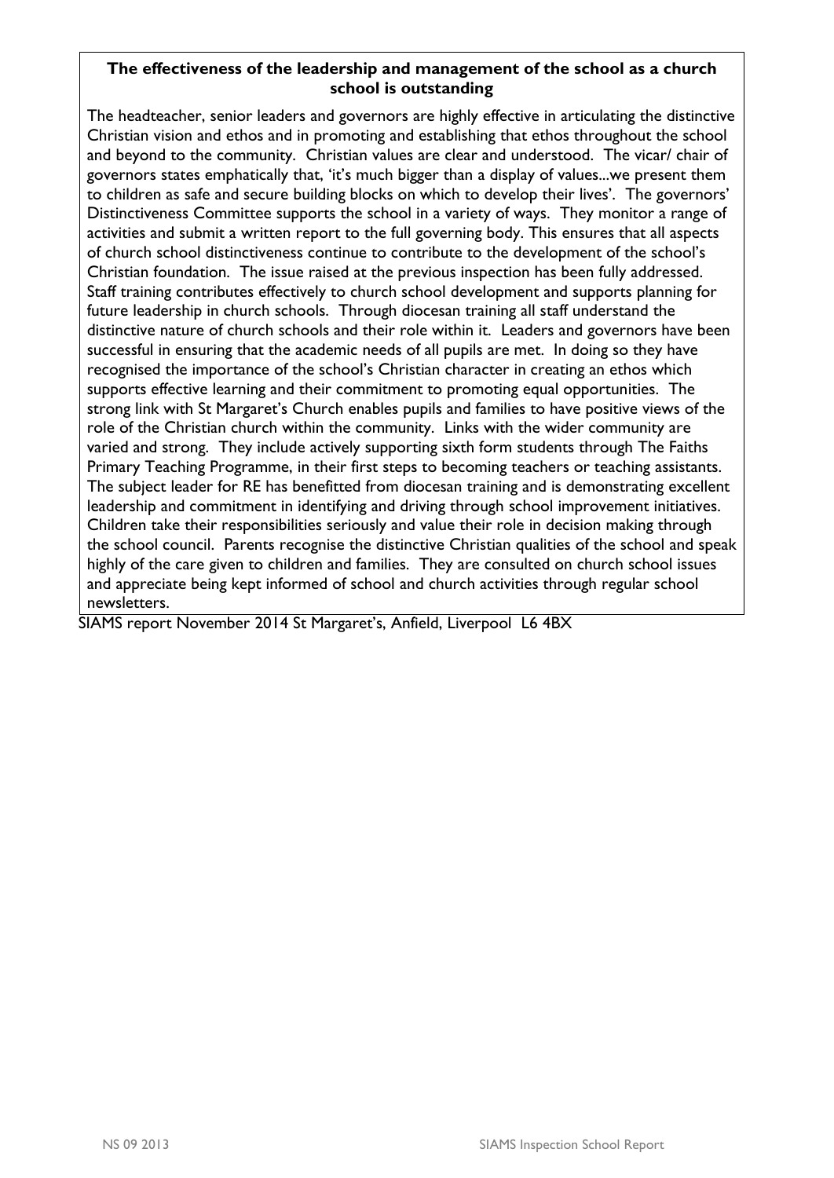**The effectiveness of the leadership and management of the school as a church school is outstanding**

The headteacher, senior leaders and governors are highly effective in articulating the distinctive Christian vision and ethos and in promoting and establishing that ethos throughout the school and beyond to the community. Christian values are clear and understood. The vicar/ chair of governors states emphatically that, 'it's much bigger than a display of values...we present them to children as safe and secure building blocks on which to develop their lives'. The governors' Distinctiveness Committee supports the school in a variety of ways. They monitor a range of activities and submit a written report to the full governing body. This ensures that all aspects of church school distinctiveness continue to contribute to the development of the school's Christian foundation. The issue raised at the previous inspection has been fully addressed. Staff training contributes effectively to church school development and supports planning for future leadership in church schools. Through diocesan training all staff understand the distinctive nature of church schools and their role within it. Leaders and governors have been successful in ensuring that the academic needs of all pupils are met. In doing so they have recognised the importance of the school's Christian character in creating an ethos which supports effective learning and their commitment to promoting equal opportunities. The strong link with St Margaret's Church enables pupils and families to have positive views of the role of the Christian church within the community. Links with the wider community are varied and strong. They include actively supporting sixth form students through The Faiths Primary Teaching Programme, in their first steps to becoming teachers or teaching assistants. The subject leader for RE has benefitted from diocesan training and is demonstrating excellent leadership and commitment in identifying and driving through school improvement initiatives. Children take their responsibilities seriously and value their role in decision making through the school council. Parents recognise the distinctive Christian qualities of the school and speak highly of the care given to children and families. They are consulted on church school issues and appreciate being kept informed of school and church activities through regular school newsletters.

SIAMS report November 2014 St Margaret's, Anfield, Liverpool L6 4BX